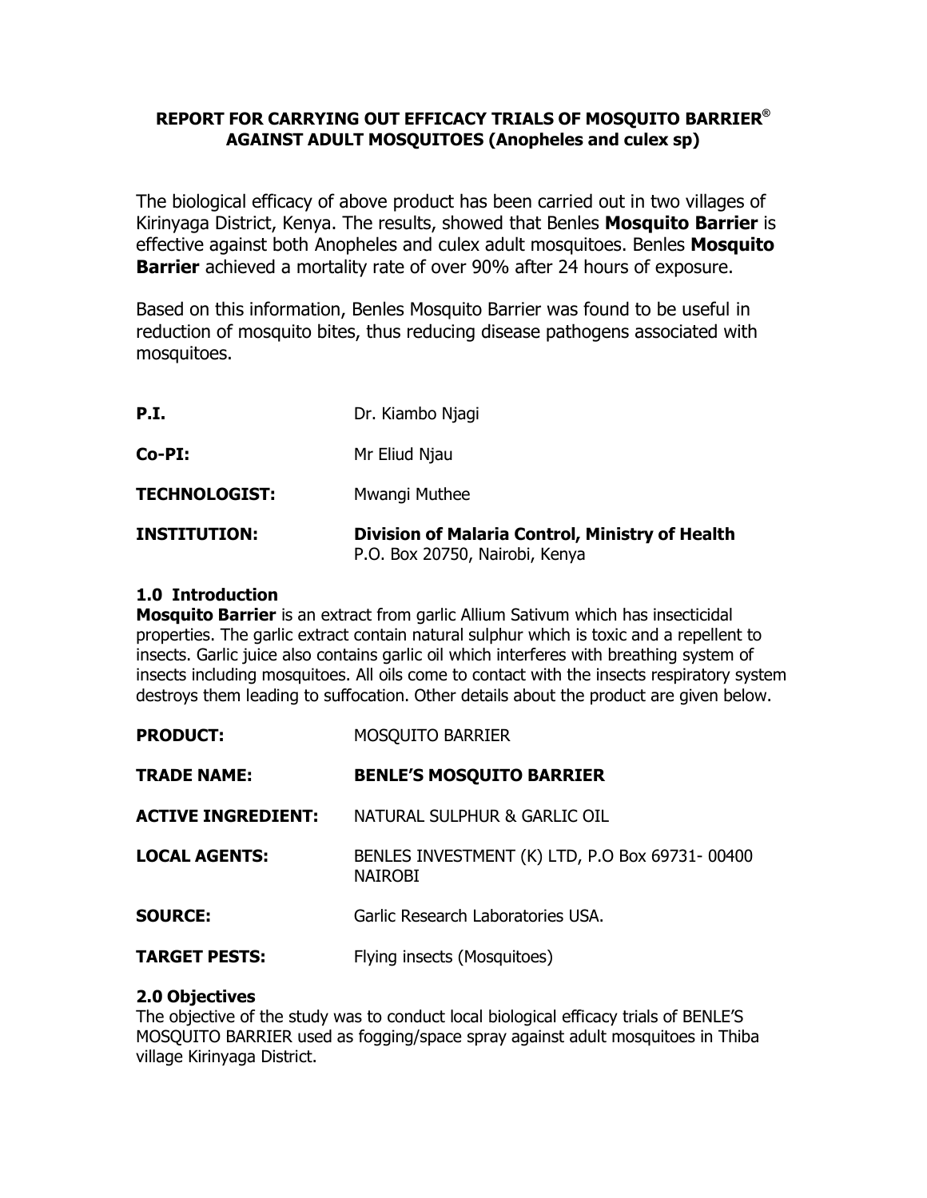# REPORT FOR CARRYING OUT EFFICACY TRIALS OF MOSQUITO BARRIER® AGAINST ADULT MOSQUITOES (Anopheles and culex sp)

The biological efficacy of above product has been carried out in two villages of Kirinyaga District, Kenya. The results, showed that Benles **Mosquito Barrier** is effective against both Anopheles and culex adult mosquitoes. Benles **Mosquito Barrier** achieved a mortality rate of over 90% after 24 hours of exposure.

Based on this information, Benles Mosquito Barrier was found to be useful in reduction of mosquito bites, thus reducing disease pathogens associated with mosquitoes.

**P.I.** Dr. Kiambo Njagi

**Co-PI:** Mr Eliud Njau

**TECHNOLOGIST:** Mwangi Muthee

**INSTITUTION:** **Division of Malaria Control, Ministry of Health**
P.O. Box 20750, Nairobi, Kenya

## 1.0 Introduction

**Mosquito Barrier** is an extract from garlic Allium Sativum which has insecticidal properties. The garlic extract contain natural sulphur which is toxic and a repellent to insects. Garlic juice also contains garlic oil which interferes with breathing system of insects including mosquitoes. All oils come to contact with the insects respiratory system destroys them leading to suffocation. Other details about the product are given below.

**PRODUCT:** MOSQUITO BARRIER

**TRADE NAME:** **BENLE'S MOSQUITO BARRIER**

**ACTIVE INGREDIENT:** NATURAL SULPHUR & GARLIC OIL

**LOCAL AGENTS:** BENLES INVESTMENT (K) LTD, P.O Box 69731- 00400 NAIROBI

**SOURCE:** Garlic Research Laboratories USA.

**TARGET PESTS:** Flying insects (Mosquitoes)

## 2.0 Objectives

The objective of the study was to conduct local biological efficacy trials of BENLE'S MOSQUITO BARRIER used as fogging/space spray against adult mosquitoes in Thiba village Kirinyaga District.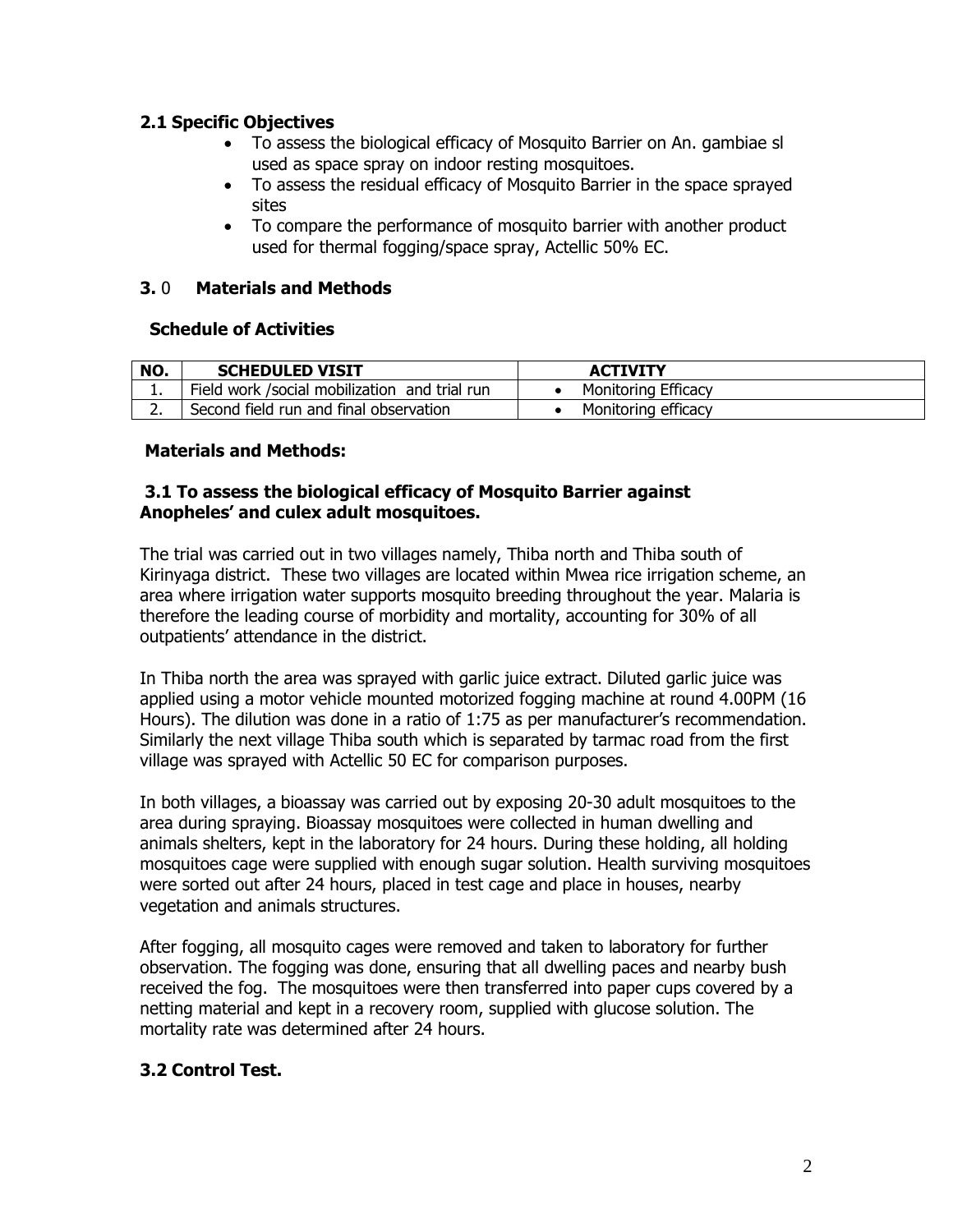## 2.1 Specific Objectives

- To assess the biological efficacy of Mosquito Barrier on An. gambiae sl used as space spray on indoor resting mosquitoes.
- To assess the residual efficacy of Mosquito Barrier in the space sprayed sites
- To compare the performance of mosquito barrier with another product used for thermal fogging/space spray, Actellic 50% EC.

## 3. 0 Materials and Methods

### Schedule of Activities

| NO. | SCHEDULED VISIT | ACTIVITY |
|---|---|---|
| 1. | Field work /social mobilization and trial run | • Monitoring Efficacy |
| 2. | Second field run and final observation | • Monitoring efficacy |

### Materials and Methods:

### 3.1 To assess the biological efficacy of Mosquito Barrier against Anopheles' and culex adult mosquitoes.

The trial was carried out in two villages namely, Thiba north and Thiba south of Kirinyaga district. These two villages are located within Mwea rice irrigation scheme, an area where irrigation water supports mosquito breeding throughout the year. Malaria is therefore the leading course of morbidity and mortality, accounting for 30% of all outpatients' attendance in the district.

In Thiba north the area was sprayed with garlic juice extract. Diluted garlic juice was applied using a motor vehicle mounted motorized fogging machine at round 4.00PM (16 Hours). The dilution was done in a ratio of 1:75 as per manufacturer's recommendation. Similarly the next village Thiba south which is separated by tarmac road from the first village was sprayed with Actellic 50 EC for comparison purposes.

In both villages, a bioassay was carried out by exposing 20-30 adult mosquitoes to the area during spraying. Bioassay mosquitoes were collected in human dwelling and animals shelters, kept in the laboratory for 24 hours. During these holding, all holding mosquitoes cage were supplied with enough sugar solution. Health surviving mosquitoes were sorted out after 24 hours, placed in test cage and place in houses, nearby vegetation and animals structures.

After fogging, all mosquito cages were removed and taken to laboratory for further observation. The fogging was done, ensuring that all dwelling paces and nearby bush received the fog. The mosquitoes were then transferred into paper cups covered by a netting material and kept in a recovery room, supplied with glucose solution. The mortality rate was determined after 24 hours.

## 3.2 Control Test.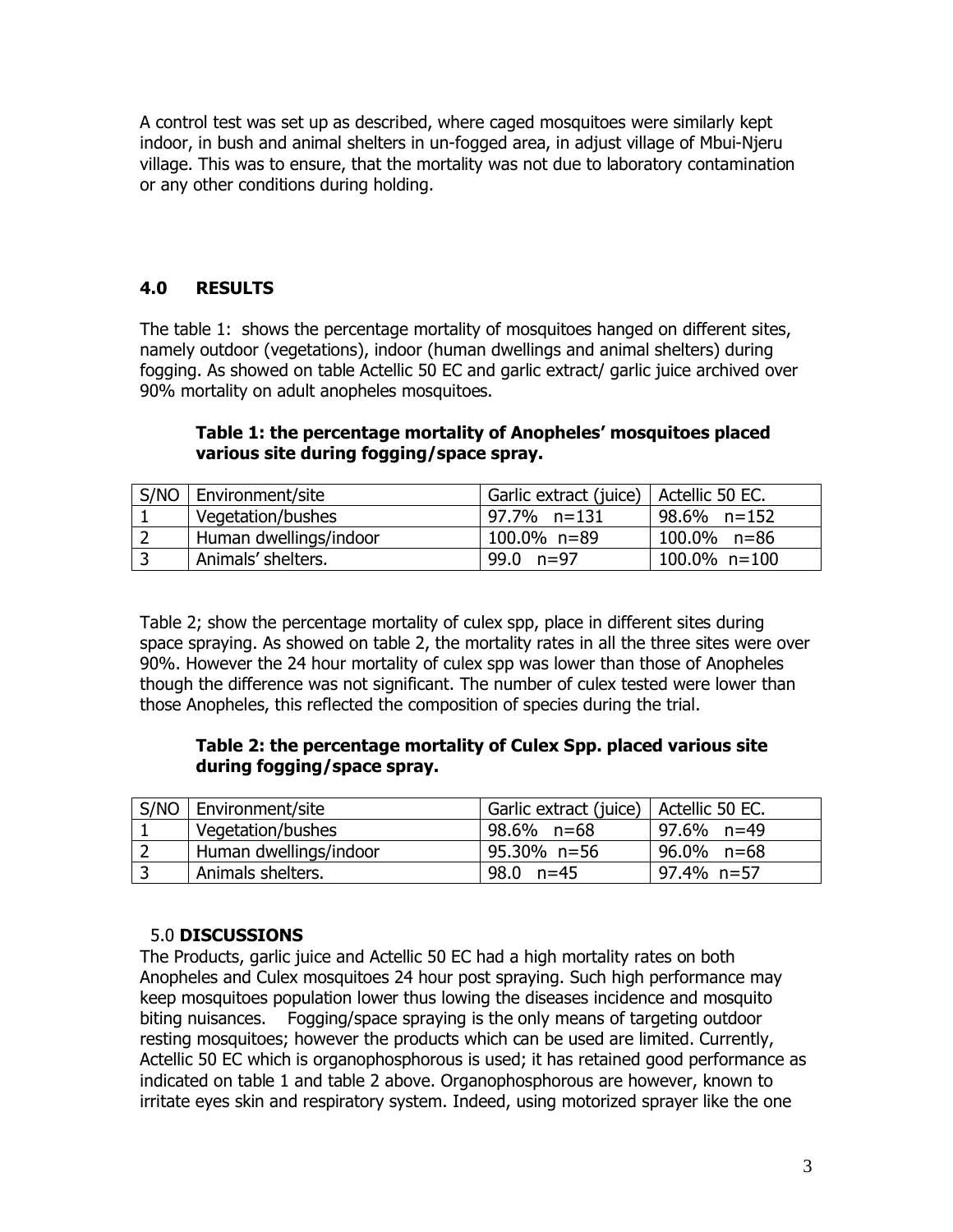A control test was set up as described, where caged mosquitoes were similarly kept indoor, in bush and animal shelters in un-fogged area, in adjust village of Mbui-Njeru village. This was to ensure, that the mortality was not due to laboratory contamination or any other conditions during holding.

## 4.0 RESULTS

The table 1: shows the percentage mortality of mosquitoes hanged on different sites, namely outdoor (vegetations), indoor (human dwellings and animal shelters) during fogging. As showed on table Actellic 50 EC and garlic extract/ garlic juice archived over 90% mortality on adult anopheles mosquitoes.

**Table 1: the percentage mortality of Anopheles' mosquitoes placed various site during fogging/space spray.**

| S/NO | Environment/site | Garlic extract (juice) | Actellic 50 EC. |
|---|---|---|---|
| 1 | Vegetation/bushes | 97.7% n=131 | 98.6% n=152 |
| 2 | Human dwellings/indoor | 100.0% n=89 | 100.0% n=86 |
| 3 | Animals' shelters. | 99.0 n=97 | 100.0% n=100 |

Table 2; show the percentage mortality of culex spp, place in different sites during space spraying. As showed on table 2, the mortality rates in all the three sites were over 90%. However the 24 hour mortality of culex spp was lower than those of Anopheles though the difference was not significant. The number of culex tested were lower than those Anopheles, this reflected the composition of species during the trial.

**Table 2: the percentage mortality of Culex Spp. placed various site during fogging/space spray.**

| S/NO | Environment/site | Garlic extract (juice) | Actellic 50 EC. |
|---|---|---|---|
| 1 | Vegetation/bushes | 98.6% n=68 | 97.6% n=49 |
| 2 | Human dwellings/indoor | 95.30% n=56 | 96.0% n=68 |
| 3 | Animals shelters. | 98.0 n=45 | 97.4% n=57 |

## 5.0 DISCUSSIONS

The Products, garlic juice and Actellic 50 EC had a high mortality rates on both Anopheles and Culex mosquitoes 24 hour post spraying. Such high performance may keep mosquitoes population lower thus lowing the diseases incidence and mosquito biting nuisances. Fogging/space spraying is the only means of targeting outdoor resting mosquitoes; however the products which can be used are limited. Currently, Actellic 50 EC which is organophosphorous is used; it has retained good performance as indicated on table 1 and table 2 above. Organophosphorous are however, known to irritate eyes skin and respiratory system. Indeed, using motorized sprayer like the one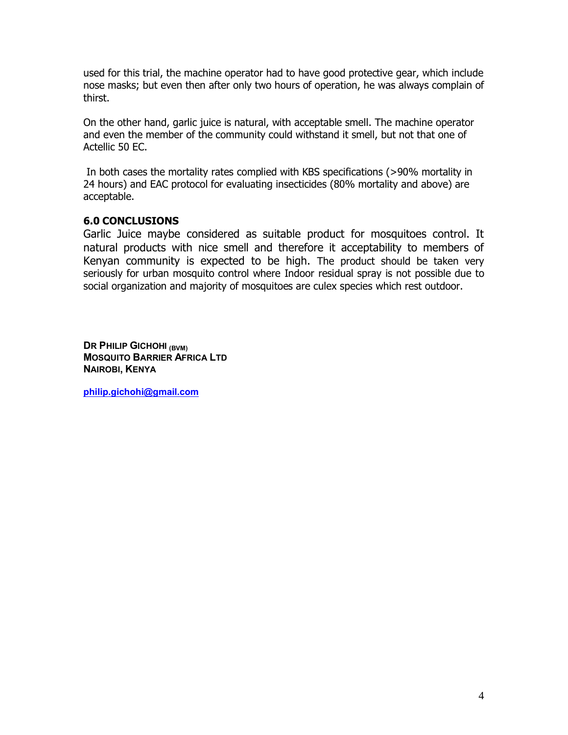used for this trial, the machine operator had to have good protective gear, which include nose masks; but even then after only two hours of operation, he was always complain of thirst.

On the other hand, garlic juice is natural, with acceptable smell. The machine operator and even the member of the community could withstand it smell, but not that one of Actellic 50 EC.

In both cases the mortality rates complied with KBS specifications (>90% mortality in 24 hours) and EAC protocol for evaluating insecticides (80% mortality and above) are acceptable.

## 6.0 CONCLUSIONS

Garlic Juice maybe considered as suitable product for mosquitoes control. It natural products with nice smell and therefore it acceptability to members of Kenyan community is expected to be high. The product should be taken very seriously for urban mosquito control where Indoor residual spray is not possible due to social organization and majority of mosquitoes are culex species which rest outdoor.

**DR PHILIP GICHOHI (BVM)**
**MOSQUITO BARRIER AFRICA LTD**
**NAIROBI, KENYA**

philip.gichohi@gmail.com